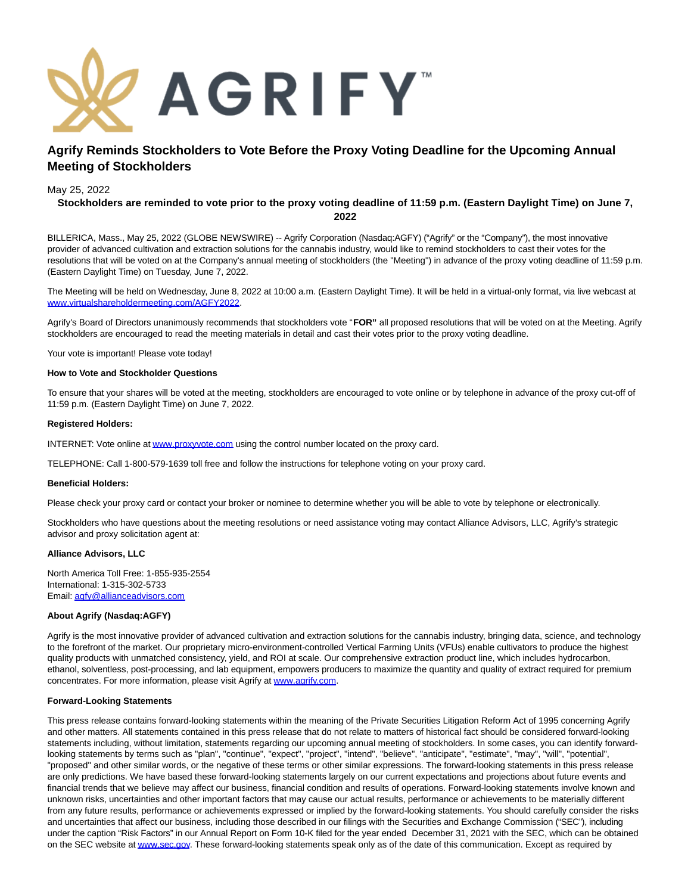# Agrify Reminds Stockholders to Vote Before the Proxy Voting Deadline for the Upcoming Annual Meeting of Stockholders

May 25, 2022

**Stockholders are reminded to vote prior to the proxy voting deadline of 11:59 p.m. (Eastern Daylight Time) on June 7, 2022**

BILLERICA, Mass., May 25, 2022 (GLOBE NEWSWIRE) -- Agrify Corporation (Nasdaq:AGFY) ("Agrify" or the "Company"), the most innovative provider of advanced cultivation and extraction solutions for the cannabis industry, would like to remind stockholders to cast their votes for the resolutions that will be voted on at the Company's annual meeting of stockholders (the "Meeting") in advance of the proxy voting deadline of 11:59 p.m. (Eastern Daylight Time) on Tuesday, June 7, 2022.

The Meeting will be held on Wednesday, June 8, 2022 at 10:00 a.m. (Eastern Daylight Time). It will be held in a virtual-only format, via live webcast at www.virtualshareholdermeeting.com/AGFY2022.

Agrify's Board of Directors unanimously recommends that stockholders vote "**FOR"** all proposed resolutions that will be voted on at the Meeting. Agrify stockholders are encouraged to read the meeting materials in detail and cast their votes prior to the proxy voting deadline.

Your vote is important! Please vote today!

**How to Vote and Stockholder Questions**

To ensure that your shares will be voted at the meeting, stockholders are encouraged to vote online or by telephone in advance of the proxy cut-off of 11:59 p.m. (Eastern Daylight Time) on June 7, 2022.

**Registered Holders:**

INTERNET: Vote online at www.proxyvote.com using the control number located on the proxy card.

TELEPHONE: Call 1-800-579-1639 toll free and follow the instructions for telephone voting on your proxy card.

**Beneficial Holders:**

Please check your proxy card or contact your broker or nominee to determine whether you will be able to vote by telephone or electronically.

Stockholders who have questions about the meeting resolutions or need assistance voting may contact Alliance Advisors, LLC, Agrify's strategic advisor and proxy solicitation agent at:

**Alliance Advisors, LLC**

North America Toll Free: 1-855-935-2554
International: 1-315-302-5733
Email: agfy@allianceadvisors.com

**About Agrify (Nasdaq:AGFY)**

Agrify is the most innovative provider of advanced cultivation and extraction solutions for the cannabis industry, bringing data, science, and technology to the forefront of the market. Our proprietary micro-environment-controlled Vertical Farming Units (VFUs) enable cultivators to produce the highest quality products with unmatched consistency, yield, and ROI at scale. Our comprehensive extraction product line, which includes hydrocarbon, ethanol, solventless, post-processing, and lab equipment, empowers producers to maximize the quantity and quality of extract required for premium concentrates. For more information, please visit Agrify at www.agrify.com.

**Forward-Looking Statements**

This press release contains forward-looking statements within the meaning of the Private Securities Litigation Reform Act of 1995 concerning Agrify and other matters. All statements contained in this press release that do not relate to matters of historical fact should be considered forward-looking statements including, without limitation, statements regarding our upcoming annual meeting of stockholders. In some cases, you can identify forward-looking statements by terms such as "plan", "continue", "expect", "project", "intend", "believe", "anticipate", "estimate", "may", "will", "potential", "proposed" and other similar words, or the negative of these terms or other similar expressions. The forward-looking statements in this press release are only predictions. We have based these forward-looking statements largely on our current expectations and projections about future events and financial trends that we believe may affect our business, financial condition and results of operations. Forward-looking statements involve known and unknown risks, uncertainties and other important factors that may cause our actual results, performance or achievements to be materially different from any future results, performance or achievements expressed or implied by the forward-looking statements. You should carefully consider the risks and uncertainties that affect our business, including those described in our filings with the Securities and Exchange Commission ("SEC"), including under the caption "Risk Factors" in our Annual Report on Form 10-K filed for the year ended December 31, 2021 with the SEC, which can be obtained on the SEC website at www.sec.gov. These forward-looking statements speak only as of the date of this communication. Except as required by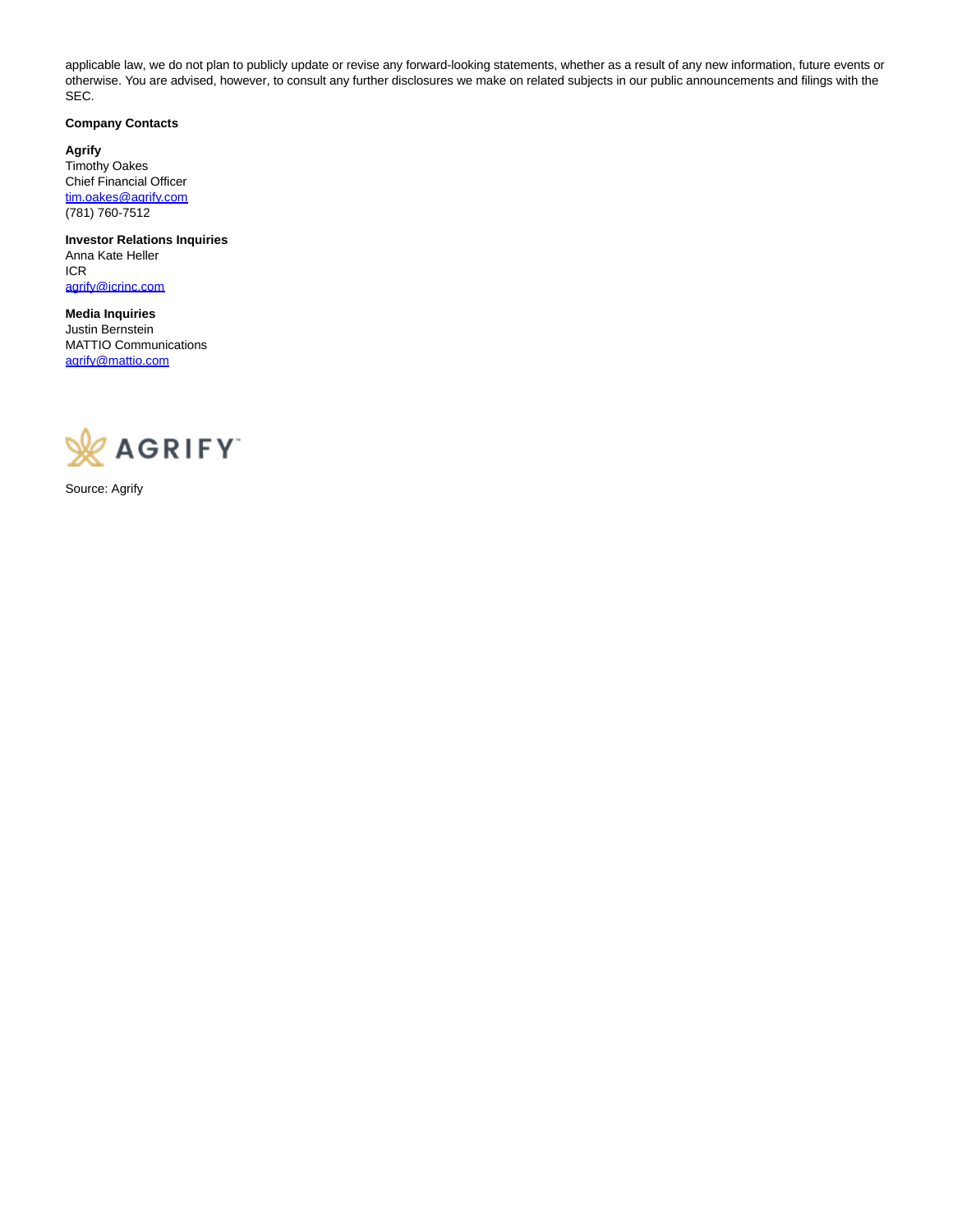applicable law, we do not plan to publicly update or revise any forward-looking statements, whether as a result of any new information, future events or otherwise. You are advised, however, to consult any further disclosures we make on related subjects in our public announcements and filings with the SEC.

**Company Contacts**

**Agrify**
Timothy Oakes
Chief Financial Officer
tim.oakes@agrify.com
(781) 760-7512

**Investor Relations Inquiries**
Anna Kate Heller
ICR
agrify@icrinc.com

**Media Inquiries**
Justin Bernstein
MATTIO Communications
agrify@mattio.com

AGRIFY™

Source: Agrify